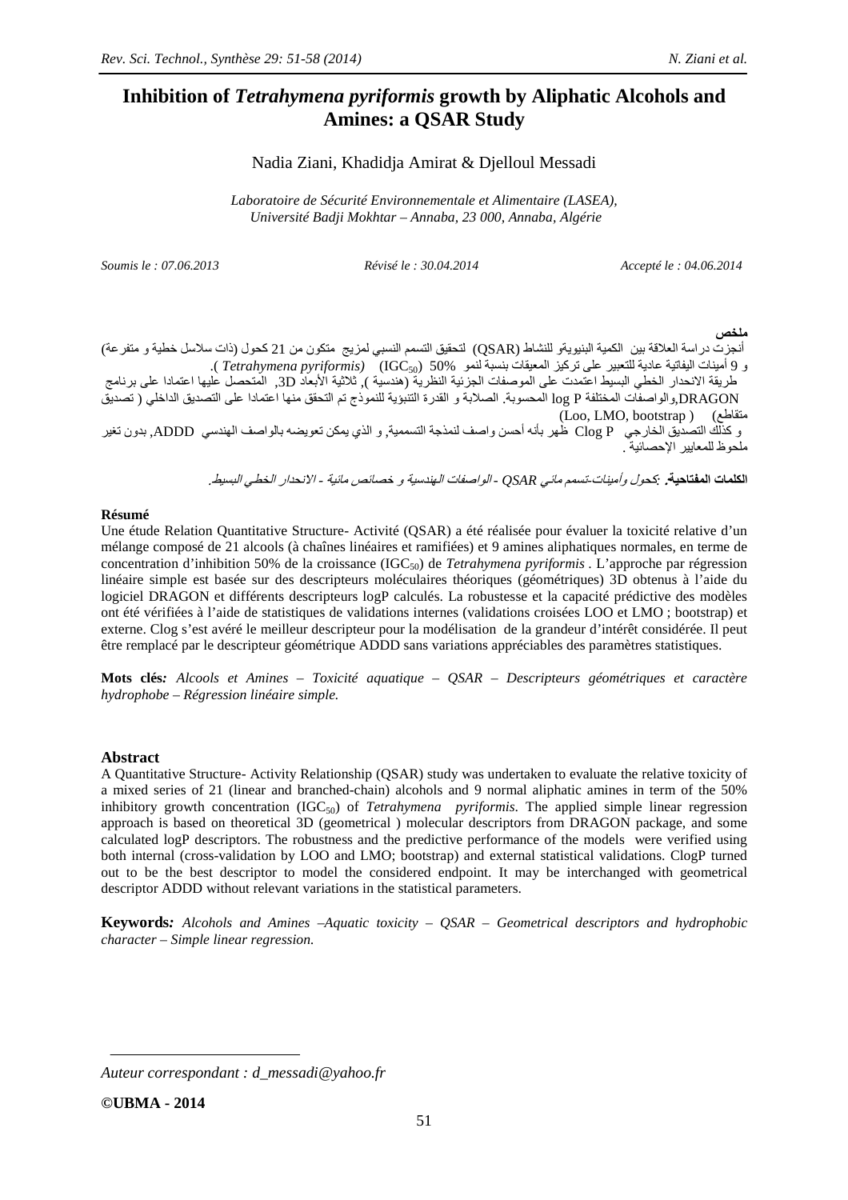# Inhibition of *Tetrahymena pyriformis* growth by Aliphatic Alcohols and Amines: a QSAR Study

Nadia Ziani, Khadidja Amirat & Djelloul Messadi

*Laboratoire de Sécurité Environnementale et Alimentaire (LASEA), Université Badji Mokhtar – Annaba, 23 000, Annaba, Algérie*

*Soumis le : 07.06.2013* *Révisé le : 30.04.2014* *Accepté le : 04.06.2014*

**ملخص**

أنجزت دراسة العلاقة بين الكمية البنيويةو للنشاط (QSAR) لتحقيق التسمم النسبي لمزيج متكون من 21 كحول (ذات سلاسل خطية و متفرعة) و 9 أمينات اليفاتية عادية للتعبير على تركيز المعيقات بنسبة لنمو 50% ($IGC_{50}$) (*Tetrahymena pyriformis*).
طريقة الانحدار الخطي البسيط اعتمدت على الموصفات الجزئية النظرية (هندسية), ثلاثية الأبعاد 3D, المتحصل عليها اعتمادا على برنامج DRAGON,والواصفات المختلفة log P المحسوبة. الصلابة و القدرة التنبؤية للنموذج تم التحقق منها اعتمادا على التصديق الداخلي ( تصديق متقاطع) (Loo, LMO, bootstrap)
و كذلك التصديق الخارجي Clog P ظهر بأنه أحسن واصف لنمذجة التسممية, و الذي يمكن تعويضه بالواصف الهندسي ADDD, بدون تغير ملحوظ للمعايير الإحصائية.

**الكلمات المفتاحية.** *:كحول وأمينات-تسمم مائي QSAR - الواصفات الهندسية و خصائص مائية - الانحدار الخطي البسيط.*

**Résumé**

Une étude Relation Quantitative Structure- Activité (QSAR) a été réalisée pour évaluer la toxicité relative d'un mélange composé de 21 alcools (à chaînes linéaires et ramifiées) et 9 amines aliphatiques normales, en terme de concentration d'inhibition 50% de la croissance ($IGC_{50}$) de *Tetrahymena pyriformis* . L'approche par régression linéaire simple est basée sur des descripteurs moléculaires théoriques (géométriques) 3D obtenus à l'aide du logiciel DRAGON et différents descripteurs logP calculés. La robustesse et la capacité prédictive des modèles ont été vérifiées à l'aide de statistiques de validations internes (validations croisées LOO et LMO ; bootstrap) et externe. Clog s'est avéré le meilleur descripteur pour la modélisation de la grandeur d'intérêt considérée. Il peut être remplacé par le descripteur géométrique ADDD sans variations appréciables des paramètres statistiques.

**Mots clés***: Alcools et Amines – Toxicité aquatique – QSAR – Descripteurs géométriques et caractère hydrophobe – Régression linéaire simple.*

**Abstract**

A Quantitative Structure- Activity Relationship (QSAR) study was undertaken to evaluate the relative toxicity of a mixed series of 21 (linear and branched-chain) alcohols and 9 normal aliphatic amines in term of the 50% inhibitory growth concentration ($IGC_{50}$) of *Tetrahymena pyriformis*. The applied simple linear regression approach is based on theoretical 3D (geometrical ) molecular descriptors from DRAGON package, and some calculated logP descriptors. The robustness and the predictive performance of the models were verified using both internal (cross-validation by LOO and LMO; bootstrap) and external statistical validations. ClogP turned out to be the best descriptor to model the considered endpoint. It may be interchanged with geometrical descriptor ADDD without relevant variations in the statistical parameters.

**Keywords***: Alcohols and Amines –Aquatic toxicity – QSAR – Geometrical descriptors and hydrophobic character – Simple linear regression.*

*Auteur correspondant : d_messadi@yahoo.fr*

**©UBMA - 2014**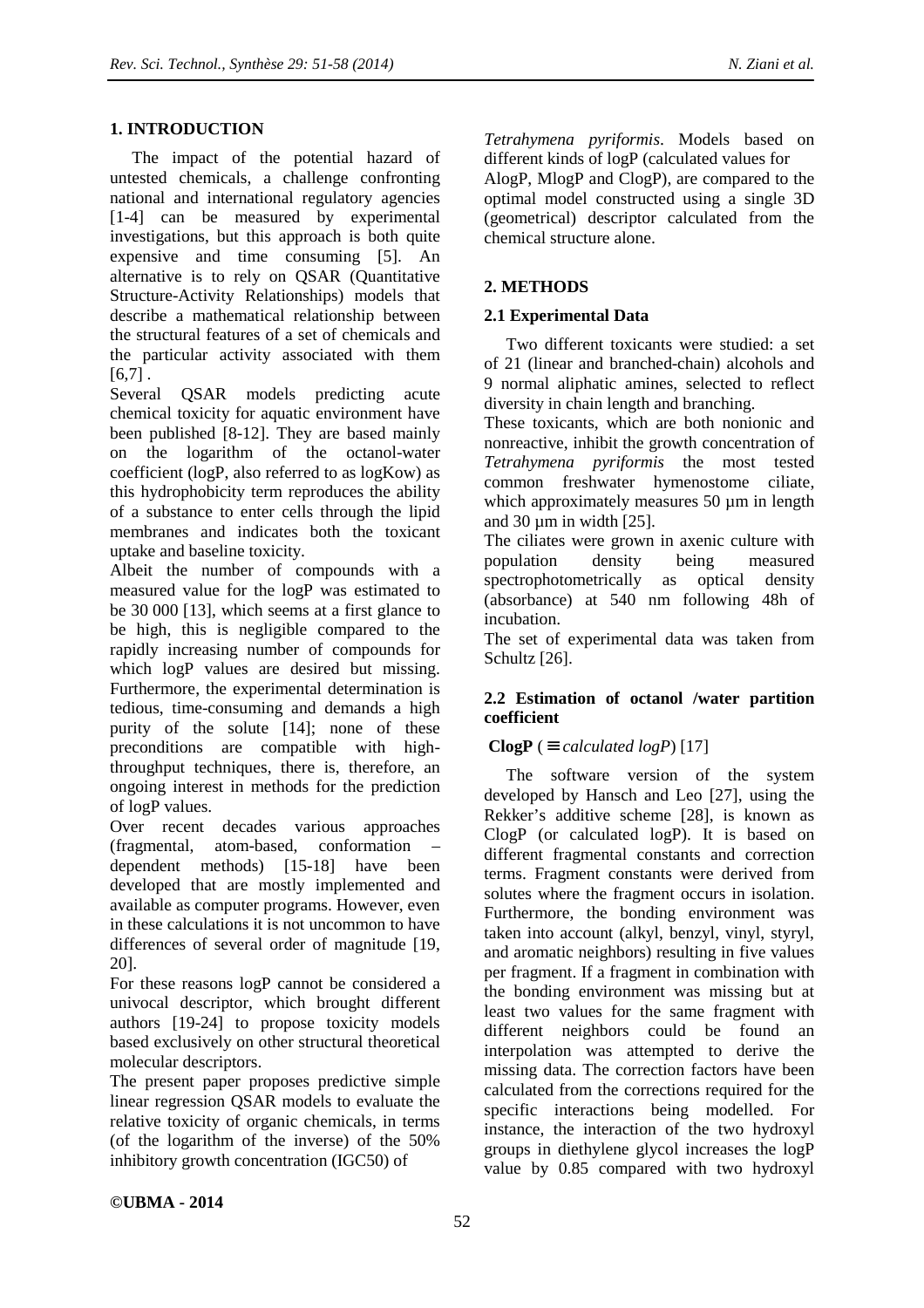## 1. INTRODUCTION

The impact of the potential hazard of untested chemicals, a challenge confronting national and international regulatory agencies [1-4] can be measured by experimental investigations, but this approach is both quite expensive and time consuming [5]. An alternative is to rely on QSAR (Quantitative Structure-Activity Relationships) models that describe a mathematical relationship between the structural features of a set of chemicals and the particular activity associated with them [6,7] .

Several QSAR models predicting acute chemical toxicity for aquatic environment have been published [8-12]. They are based mainly on the logarithm of the octanol-water coefficient (logP, also referred to as logKow) as this hydrophobicity term reproduces the ability of a substance to enter cells through the lipid membranes and indicates both the toxicant uptake and baseline toxicity.

Albeit the number of compounds with a measured value for the logP was estimated to be 30 000 [13], which seems at a first glance to be high, this is negligible compared to the rapidly increasing number of compounds for which logP values are desired but missing. Furthermore, the experimental determination is tedious, time-consuming and demands a high purity of the solute [14]; none of these preconditions are compatible with high-throughput techniques, there is, therefore, an ongoing interest in methods for the prediction of logP values.

Over recent decades various approaches (fragmental, atom-based, conformation – dependent methods) [15-18] have been developed that are mostly implemented and available as computer programs. However, even in these calculations it is not uncommon to have differences of several order of magnitude [19, 20].

For these reasons logP cannot be considered a univocal descriptor, which brought different authors [19-24] to propose toxicity models based exclusively on other structural theoretical molecular descriptors.

The present paper proposes predictive simple linear regression QSAR models to evaluate the relative toxicity of organic chemicals, in terms (of the logarithm of the inverse) of the 50% inhibitory growth concentration (IGC50) of *Tetrahymena pyriformis*. Models based on different kinds of logP (calculated values for AlogP, MlogP and ClogP), are compared to the optimal model constructed using a single 3D (geometrical) descriptor calculated from the chemical structure alone.

## 2. METHODS

### 2.1 Experimental Data

Two different toxicants were studied: a set of 21 (linear and branched-chain) alcohols and 9 normal aliphatic amines, selected to reflect diversity in chain length and branching.

These toxicants, which are both nonionic and nonreactive, inhibit the growth concentration of *Tetrahymena pyriformis* the most tested common freshwater hymenostome ciliate, which approximately measures 50 µm in length and 30 µm in width [25].

The ciliates were grown in axenic culture with population density being measured spectrophotometrically as optical density (absorbance) at 540 nm following 48h of incubation.

The set of experimental data was taken from Schultz [26].

### 2.2 Estimation of octanol /water partition coefficient

**ClogP** ( $\equiv$ *calculated logP*) [17]

The software version of the system developed by Hansch and Leo [27], using the Rekker's additive scheme [28], is known as ClogP (or calculated logP). It is based on different fragmental constants and correction terms. Fragment constants were derived from solutes where the fragment occurs in isolation. Furthermore, the bonding environment was taken into account (alkyl, benzyl, vinyl, styryl, and aromatic neighbors) resulting in five values per fragment. If a fragment in combination with the bonding environment was missing but at least two values for the same fragment with different neighbors could be found an interpolation was attempted to derive the missing data. The correction factors have been calculated from the corrections required for the specific interactions being modelled. For instance, the interaction of the two hydroxyl groups in diethylene glycol increases the logP value by 0.85 compared with two hydroxyl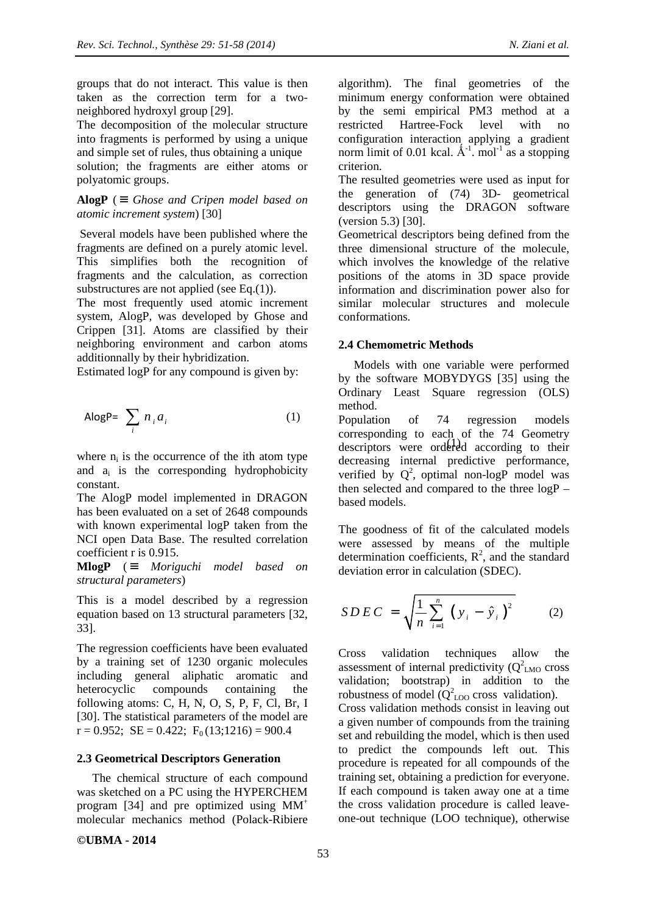groups that do not interact. This value is then taken as the correction term for a two-neighbored hydroxyl group [29].

The decomposition of the molecular structure into fragments is performed by using a unique and simple set of rules, thus obtaining a unique solution; the fragments are either atoms or polyatomic groups.

**AlogP** (≡ *Ghose and Cripen model based on atomic increment system*) [30]

Several models have been published where the fragments are defined on a purely atomic level. This simplifies both the recognition of fragments and the calculation, as correction substructures are not applied (see Eq.(1)).

The most frequently used atomic increment system, AlogP, was developed by Ghose and Crippen [31]. Atoms are classified by their neighboring environment and carbon atoms additionnally by their hybridization.

Estimated logP for any compound is given by:

$$\text{AlogP} = \sum_i n_i a_i \qquad (1)$$

where $n_i$ is the occurrence of the ith atom type and $a_i$ is the corresponding hydrophobicity constant.

The AlogP model implemented in DRAGON has been evaluated on a set of 2648 compounds with known experimental logP taken from the NCI open Data Base. The resulted correlation coefficient r is 0.915.

**MlogP** (≡ *Moriguchi model based on structural parameters*)

This is a model described by a regression equation based on 13 structural parameters [32, 33].

The regression coefficients have been evaluated by a training set of 1230 organic molecules including general aliphatic aromatic and heterocyclic compounds containing the following atoms: C, H, N, O, S, P, F, Cl, Br, I [30]. The statistical parameters of the model are $r = 0.952$; $SE = 0.422$; $F_0(13;1216) = 900.4$

### 2.3 Geometrical Descriptors Generation

The chemical structure of each compound was sketched on a PC using the HYPERCHEM program [34] and pre optimized using $MM^+$ molecular mechanics method (Polack-Ribiere algorithm). The final geometries of the minimum energy conformation were obtained by the semi empirical PM3 method at a restricted Hartree-Fock level with no configuration interaction applying a gradient norm limit of 0.01 kcal. $Å^{-1}$. $mol^{-1}$ as a stopping criterion.

The resulted geometries were used as input for the generation of (74) 3D- geometrical descriptors using the DRAGON software (version 5.3) [30].

Geometrical descriptors being defined from the three dimensional structure of the molecule, which involves the knowledge of the relative positions of the atoms in 3D space provide information and discrimination power also for similar molecular structures and molecule conformations.

### 2.4 Chemometric Methods

Models with one variable were performed by the software MOBYDYGS [35] using the Ordinary Least Square regression (OLS) method.

Population of 74 regression models corresponding to each of the 74 Geometry descriptors were ordered according to their decreasing internal predictive performance, verified by $Q^2$, optimal non-logP model was then selected and compared to the three logP – based models.

The goodness of fit of the calculated models were assessed by means of the multiple determination coefficients, $R^2$, and the standard deviation error in calculation (SDEC).

$$SDEC = \sqrt{\frac{1}{n}\sum_{i=1}^{n}\left(y_i - \hat{y}_i\right)^2} \qquad (2)$$

Cross validation techniques allow the assessment of internal predictivity ($Q^2_{LMO}$ cross validation; bootstrap) in addition to the robustness of model ($Q^2_{LOO}$ cross validation).

Cross validation methods consist in leaving out a given number of compounds from the training set and rebuilding the model, which is then used to predict the compounds left out. This procedure is repeated for all compounds of the training set, obtaining a prediction for everyone. If each compound is taken away one at a time the cross validation procedure is called leave-one-out technique (LOO technique), otherwise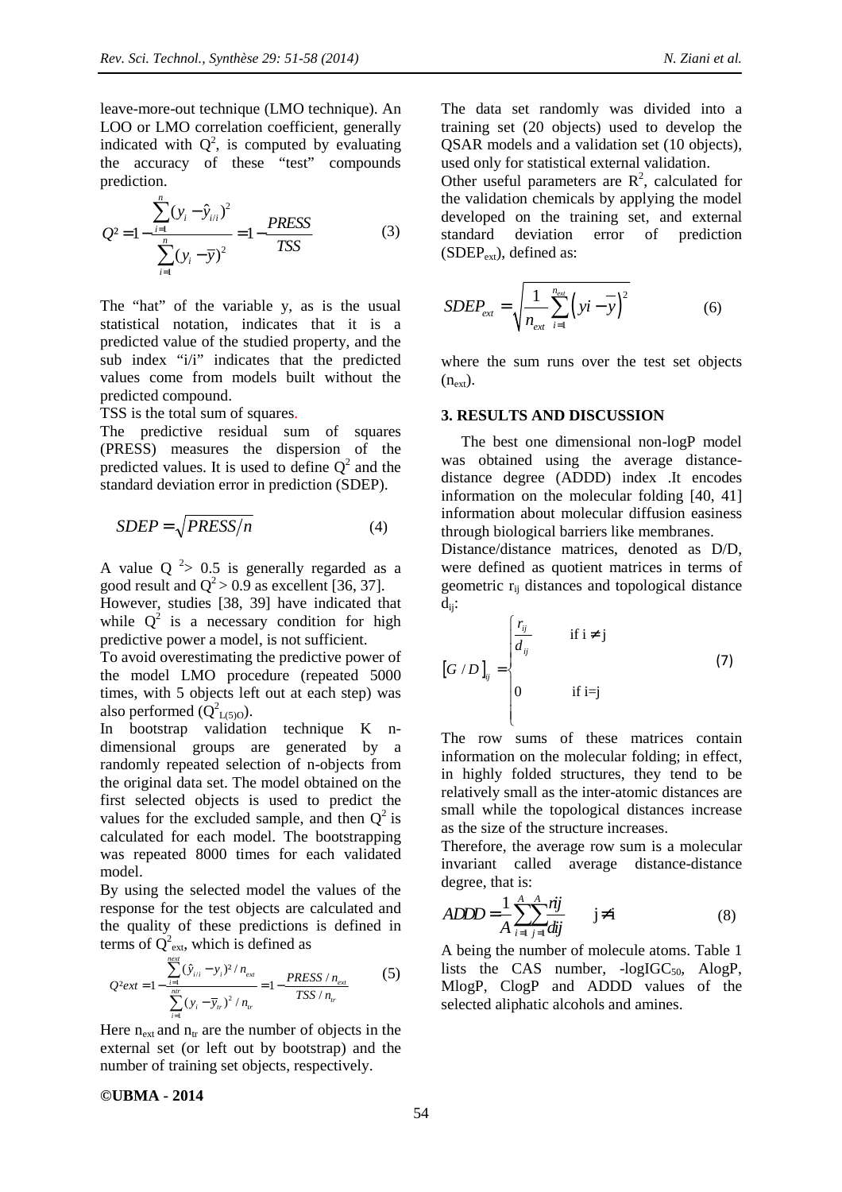leave-more-out technique (LMO technique). An LOO or LMO correlation coefficient, generally indicated with $Q^2$, is computed by evaluating the accuracy of these "test" compounds prediction.

$$Q^2 = 1 - \frac{\sum_{i=1}^{n}(y_i - \hat{y}_{i/i})^2}{\sum_{i=1}^{n}(y_i - \bar{y})^2} = 1 - \frac{PRESS}{TSS} \qquad (3)$$

The "hat" of the variable y, as is the usual statistical notation, indicates that it is a predicted value of the studied property, and the sub index "i/i" indicates that the predicted values come from models built without the predicted compound.

TSS is the total sum of squares.

The predictive residual sum of squares (PRESS) measures the dispersion of the predicted values. It is used to define $Q^2$ and the standard deviation error in prediction (SDEP).

$$SDEP = \sqrt{PRESS/n} \qquad (4)$$

A value $Q^2 > 0.5$ is generally regarded as a good result and $Q^2 > 0.9$ as excellent [36, 37].

However, studies [38, 39] have indicated that while $Q^2$ is a necessary condition for high predictive power a model, is not sufficient.

To avoid overestimating the predictive power of the model LMO procedure (repeated 5000 times, with 5 objects left out at each step) was also performed ($Q^2_{L(5)O}$).

In bootstrap validation technique K n-dimensional groups are generated by a randomly repeated selection of n-objects from the original data set. The model obtained on the first selected objects is used to predict the values for the excluded sample, and then $Q^2$ is calculated for each model. The bootstrapping was repeated 8000 times for each validated model.

By using the selected model the values of the response for the test objects are calculated and the quality of these predictions is defined in terms of $Q^2_{ext}$, which is defined as

$$Q^2ext = 1 - \frac{\sum_{i=1}^{next}(\hat{y}_{i/i} - y_i)^2 / n_{ext}}{\sum_{i=1}^{ntr}(y_i - \bar{y}_{tr})^2 / n_{tr}} = 1 - \frac{PRESS / n_{ext}}{TSS / n_{tr}} \qquad (5)$$

Here $n_{ext}$ and $n_{tr}$ are the number of objects in the external set (or left out by bootstrap) and the number of training set objects, respectively.

The data set randomly was divided into a training set (20 objects) used to develop the QSAR models and a validation set (10 objects), used only for statistical external validation.

Other useful parameters are $R^2$, calculated for the validation chemicals by applying the model developed on the training set, and external standard deviation error of prediction ($SDEP_{ext}$), defined as:

$$SDEP_{ext} = \sqrt{\frac{1}{n_{ext}} \sum_{i=1}^{n_{ext}} \left(yi - \bar{y}\right)^2} \qquad (6)$$

where the sum runs over the test set objects ($n_{ext}$).

## 3. RESULTS AND DISCUSSION

The best one dimensional non-logP model was obtained using the average distance-distance degree (ADDD) index .It encodes information on the molecular folding [40, 41] information about molecular diffusion easiness through biological barriers like membranes.

Distance/distance matrices, denoted as D/D, were defined as quotient matrices in terms of geometric $r_{ij}$ distances and topological distance $d_{ij}$:

$$[G/D]_{ij} = \begin{cases} \dfrac{r_{ij}}{d_{ij}} & \text{if } i \neq j \\ 0 & \text{if } i=j \end{cases} \qquad (7)$$

The row sums of these matrices contain information on the molecular folding; in effect, in highly folded structures, they tend to be relatively small as the inter-atomic distances are small while the topological distances increase as the size of the structure increases.

Therefore, the average row sum is a molecular invariant called average distance-distance degree, that is:

$$ADDD = \frac{1}{A} \sum_{i=1}^{A} \sum_{j=1}^{A} \frac{rij}{dij} \qquad j \neq i \qquad (8)$$

A being the number of molecule atoms. Table 1 lists the CAS number, $-logIGC_{50}$, AlogP, MlogP, ClogP and ADDD values of the selected aliphatic alcohols and amines.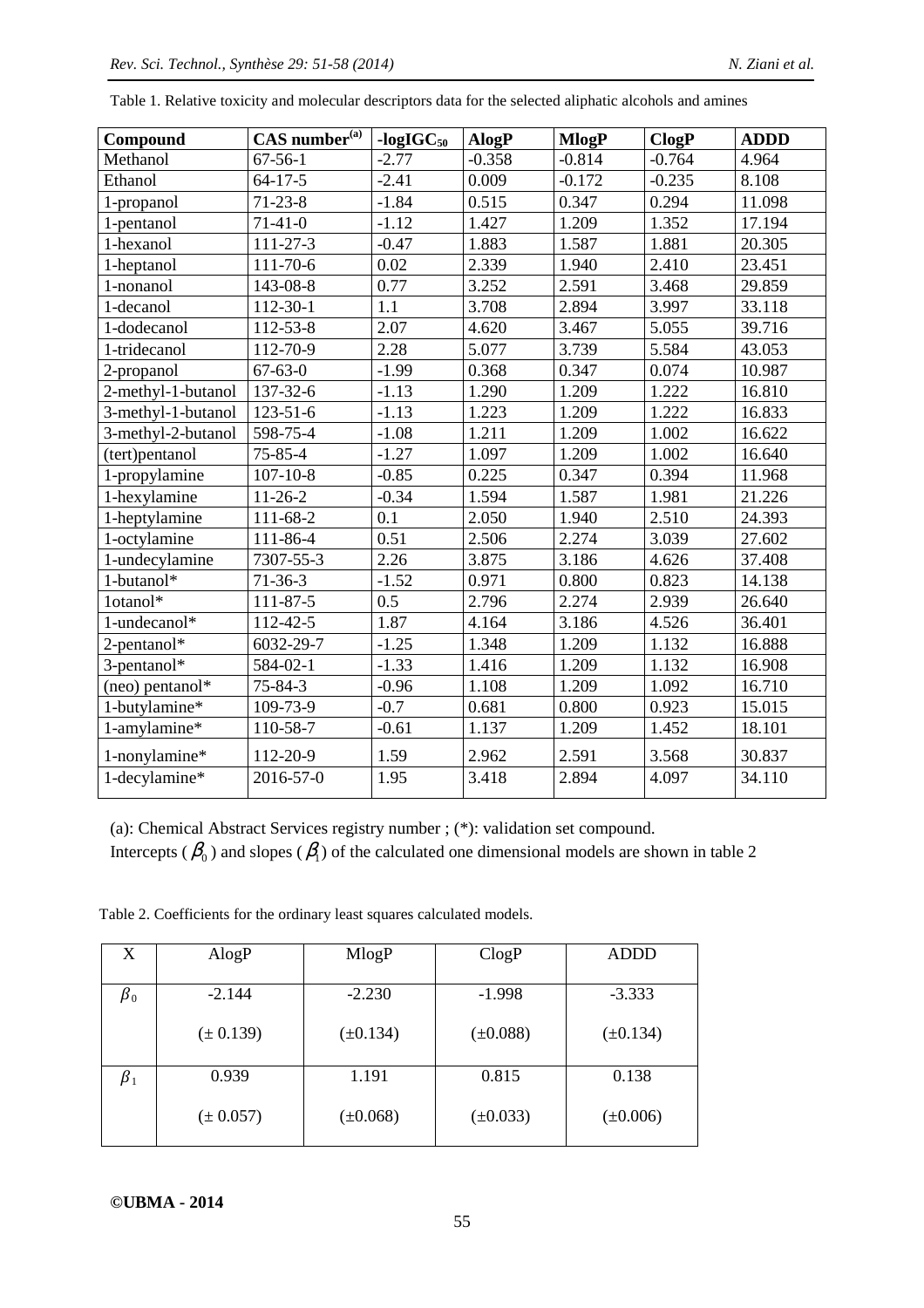Table 1. Relative toxicity and molecular descriptors data for the selected aliphatic alcohols and amines

| Compound | CAS number[(a)] | -log$IGC_{50}$ | AlogP | MlogP | ClogP | ADDD |
|---|---|---|---|---|---|---|
| Methanol | 67-56-1 | -2.77 | -0.358 | -0.814 | -0.764 | 4.964 |
| Ethanol | 64-17-5 | -2.41 | 0.009 | -0.172 | -0.235 | 8.108 |
| 1-propanol | 71-23-8 | -1.84 | 0.515 | 0.347 | 0.294 | 11.098 |
| 1-pentanol | 71-41-0 | -1.12 | 1.427 | 1.209 | 1.352 | 17.194 |
| 1-hexanol | 111-27-3 | -0.47 | 1.883 | 1.587 | 1.881 | 20.305 |
| 1-heptanol | 111-70-6 | 0.02 | 2.339 | 1.940 | 2.410 | 23.451 |
| 1-nonanol | 143-08-8 | 0.77 | 3.252 | 2.591 | 3.468 | 29.859 |
| 1-decanol | 112-30-1 | 1.1 | 3.708 | 2.894 | 3.997 | 33.118 |
| 1-dodecanol | 112-53-8 | 2.07 | 4.620 | 3.467 | 5.055 | 39.716 |
| 1-tridecanol | 112-70-9 | 2.28 | 5.077 | 3.739 | 5.584 | 43.053 |
| 2-propanol | 67-63-0 | -1.99 | 0.368 | 0.347 | 0.074 | 10.987 |
| 2-methyl-1-butanol | 137-32-6 | -1.13 | 1.290 | 1.209 | 1.222 | 16.810 |
| 3-methyl-1-butanol | 123-51-6 | -1.13 | 1.223 | 1.209 | 1.222 | 16.833 |
| 3-methyl-2-butanol | 598-75-4 | -1.08 | 1.211 | 1.209 | 1.002 | 16.622 |
| (tert)pentanol | 75-85-4 | -1.27 | 1.097 | 1.209 | 1.002 | 16.640 |
| 1-propylamine | 107-10-8 | -0.85 | 0.225 | 0.347 | 0.394 | 11.968 |
| 1-hexylamine | 11-26-2 | -0.34 | 1.594 | 1.587 | 1.981 | 21.226 |
| 1-heptylamine | 111-68-2 | 0.1 | 2.050 | 1.940 | 2.510 | 24.393 |
| 1-octylamine | 111-86-4 | 0.51 | 2.506 | 2.274 | 3.039 | 27.602 |
| 1-undecylamine | 7307-55-3 | 2.26 | 3.875 | 3.186 | 4.626 | 37.408 |
| 1-butanol* | 71-36-3 | -1.52 | 0.971 | 0.800 | 0.823 | 14.138 |
| 1otanol* | 111-87-5 | 0.5 | 2.796 | 2.274 | 2.939 | 26.640 |
| 1-undecanol* | 112-42-5 | 1.87 | 4.164 | 3.186 | 4.526 | 36.401 |
| 2-pentanol* | 6032-29-7 | -1.25 | 1.348 | 1.209 | 1.132 | 16.888 |
| 3-pentanol* | 584-02-1 | -1.33 | 1.416 | 1.209 | 1.132 | 16.908 |
| (neo) pentanol* | 75-84-3 | -0.96 | 1.108 | 1.209 | 1.092 | 16.710 |
| 1-butylamine* | 109-73-9 | -0.7 | 0.681 | 0.800 | 0.923 | 15.015 |
| 1-amylamine* | 110-58-7 | -0.61 | 1.137 | 1.209 | 1.452 | 18.101 |
| 1-nonylamine* | 112-20-9 | 1.59 | 2.962 | 2.591 | 3.568 | 30.837 |
| 1-decylamine* | 2016-57-0 | 1.95 | 3.418 | 2.894 | 4.097 | 34.110 |

(a): Chemical Abstract Services registry number ; (*): validation set compound.

Intercepts ($\beta_0$) and slopes ($\beta_1$) of the calculated one dimensional models are shown in table 2

Table 2. Coefficients for the ordinary least squares calculated models.

| X | AlogP | MlogP | ClogP | ADDD |
|---|---|---|---|---|
| $\beta_0$ | -2.144 (± 0.139) | -2.230 (±0.134) | -1.998 (±0.088) | -3.333 (±0.134) |
| $\beta_1$ | 0.939 (± 0.057) | 1.191 (±0.068) | 0.815 (±0.033) | 0.138 (±0.006) |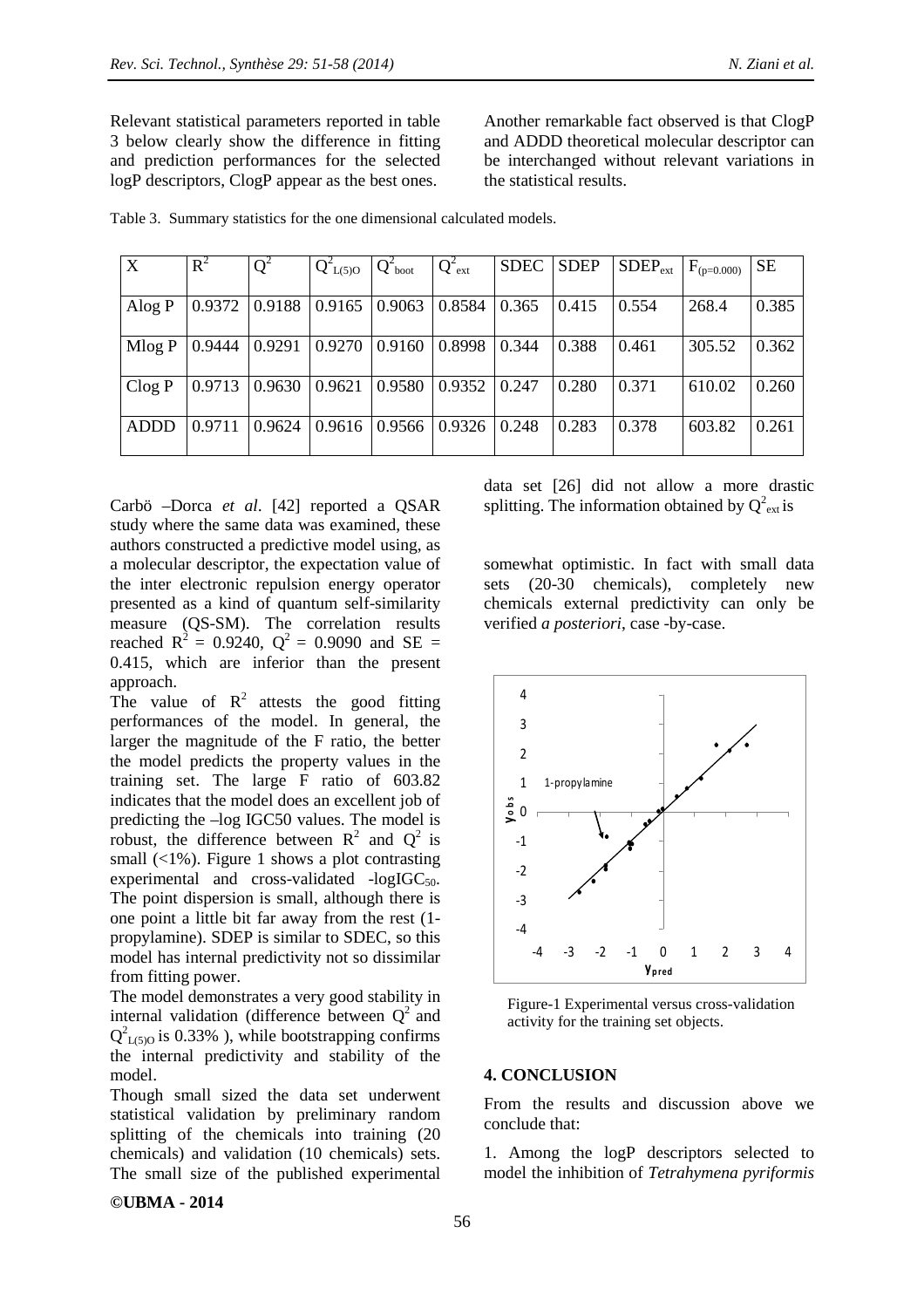Relevant statistical parameters reported in table 3 below clearly show the difference in fitting and prediction performances for the selected logP descriptors, ClogP appear as the best ones.

Another remarkable fact observed is that ClogP and ADDD theoretical molecular descriptor can be interchanged without relevant variations in the statistical results.

Table 3. Summary statistics for the one dimensional calculated models.

| X | $R^2$ | $Q^2$ | $Q^2_{L(5)O}$ | $Q^2_{boot}$ | $Q^2_{ext}$ | SDEC | SDEP | $SDEP_{ext}$ | $F_{(p=0.000)}$ | SE |
|---|---|---|---|---|---|---|---|---|---|---|
| Alog P | 0.9372 | 0.9188 | 0.9165 | 0.9063 | 0.8584 | 0.365 | 0.415 | 0.554 | 268.4 | 0.385 |
| Mlog P | 0.9444 | 0.9291 | 0.9270 | 0.9160 | 0.8998 | 0.344 | 0.388 | 0.461 | 305.52 | 0.362 |
| Clog P | 0.9713 | 0.9630 | 0.9621 | 0.9580 | 0.9352 | 0.247 | 0.280 | 0.371 | 610.02 | 0.260 |
| ADDD | 0.9711 | 0.9624 | 0.9616 | 0.9566 | 0.9326 | 0.248 | 0.283 | 0.378 | 603.82 | 0.261 |

Carbö –Dorca *et al*. [42] reported a QSAR study where the same data was examined, these authors constructed a predictive model using, as a molecular descriptor, the expectation value of the inter electronic repulsion energy operator presented as a kind of quantum self-similarity measure (QS-SM). The correlation results reached $R^2 = 0.9240$, $Q^2 = 0.9090$ and SE = 0.415, which are inferior than the present approach.

The value of $R^2$ attests the good fitting performances of the model. In general, the larger the magnitude of the F ratio, the better the model predicts the property values in the training set. The large F ratio of 603.82 indicates that the model does an excellent job of predicting the –log IGC50 values. The model is robust, the difference between $R^2$ and $Q^2$ is small (<1%). Figure 1 shows a plot contrasting experimental and cross-validated -log$IGC_{50}$. The point dispersion is small, although there is one point a little bit far away from the rest (1-propylamine). SDEP is similar to SDEC, so this model has internal predictivity not so dissimilar from fitting power.

The model demonstrates a very good stability in internal validation (difference between $Q^2$ and $Q^2_{L(5)O}$ is 0.33% ), while bootstrapping confirms the internal predictivity and stability of the model.

Though small sized the data set underwent statistical validation by preliminary random splitting of the chemicals into training (20 chemicals) and validation (10 chemicals) sets. The small size of the published experimental data set [26] did not allow a more drastic splitting. The information obtained by $Q^2_{ext}$ is somewhat optimistic. In fact with small data sets (20-30 chemicals), completely new chemicals external predictivity can only be verified *a posteriori*, case -by-case.

Figure-1 Experimental versus cross-validation activity for the training set objects.

## 4. CONCLUSION

From the results and discussion above we conclude that:

1. Among the logP descriptors selected to model the inhibition of *Tetrahymena pyriformis*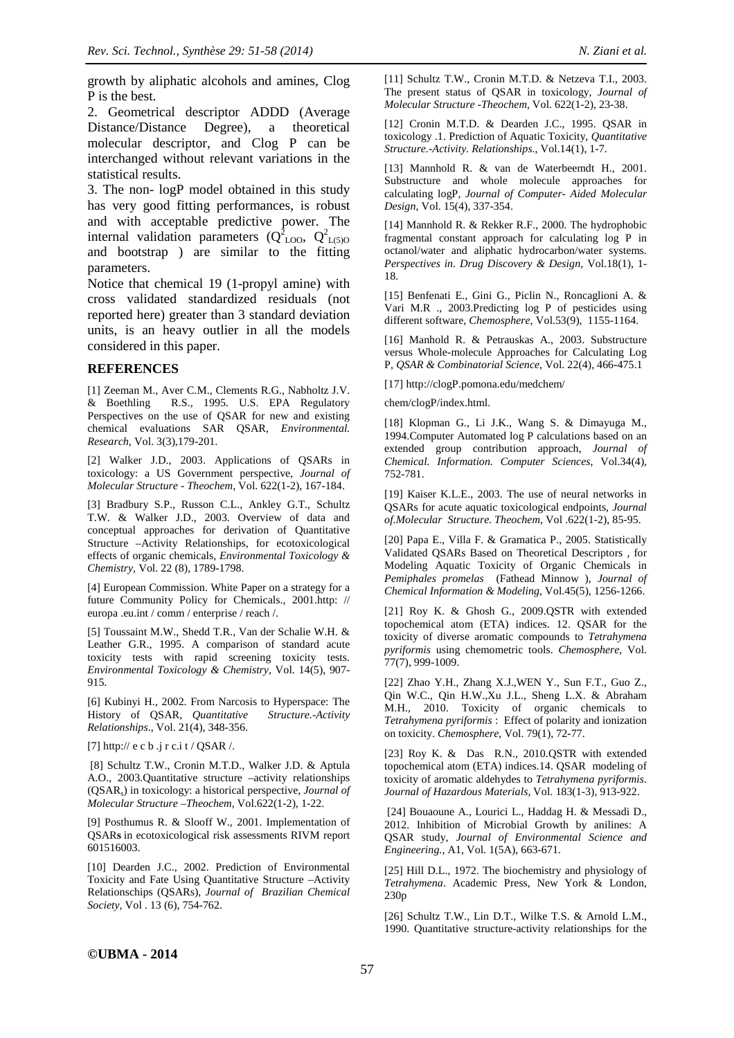growth by aliphatic alcohols and amines, Clog P is the best.

2. Geometrical descriptor ADDD (Average Distance/Distance Degree), a theoretical molecular descriptor, and Clog P can be interchanged without relevant variations in the statistical results.

3. The non- logP model obtained in this study has very good fitting performances, is robust and with acceptable predictive power. The internal validation parameters ($Q^2_{LOO}$, $Q^2_{L(5)O}$ and bootstrap ) are similar to the fitting parameters.

Notice that chemical 19 (1-propyl amine) with cross validated standardized residuals (not reported here) greater than 3 standard deviation units, is an heavy outlier in all the models considered in this paper.

## REFERENCES

[1] Zeeman M., Aver C.M., Clements R.G., Nabholtz J.V. & Boethling R.S., 1995. U.S. EPA Regulatory Perspectives on the use of QSAR for new and existing chemical evaluations SAR QSAR, *Environmental. Research*, Vol. 3(3),179-201.

[2] Walker J.D., 2003. Applications of QSARs in toxicology: a US Government perspective, *Journal of Molecular Structure - Theochem*, Vol. 622(1-2), 167-184.

[3] Bradbury S.P., Russon C.L., Ankley G.T., Schultz T.W. & Walker J.D., 2003. Overview of data and conceptual approaches for derivation of Quantitative Structure –Activity Relationships, for ecotoxicological effects of organic chemicals, *Environmental Toxicology & Chemistry*, Vol. 22 (8), 1789-1798.

[4] European Commission. White Paper on a strategy for a future Community Policy for Chemicals., 2001.http: // europa .eu.int / comm / enterprise / reach /.

[5] Toussaint M.W., Shedd T.R., Van der Schalie W.H. & Leather G.R., 1995. A comparison of standard acute toxicity tests with rapid screening toxicity tests. *Environmental Toxicology & Chemistry*, Vol. 14(5), 907-915.

[6] Kubinyi H., 2002. From Narcosis to Hyperspace: The History of QSAR, *Quantitative Structure.-Activity Relationships*., Vol. 21(4), 348-356.

[7] http:// e c b .j r c.i t / QSAR /.

[8] Schultz T.W., Cronin M.T.D., Walker J.D. & Aptula A.O., 2003.Quantitative structure –activity relationships ($QSAR_s$) in toxicology: a historical perspective, *Journal of Molecular Structure –Theochem,* Vol.622(1-2), 1-22.

[9] Posthumus R. & Slooff W., 2001. Implementation of QSARs in ecotoxicological risk assessments RIVM report 601516003.

[10] Dearden J.C., 2002. Prediction of Environmental Toxicity and Fate Using Quantitative Structure –Activity Relationschips (QSARs), *Journal of Brazilian Chemical Society*, Vol . 13 (6), 754-762.

[11] Schultz T.W., Cronin M.T.D. & Netzeva T.I., 2003. The present status of QSAR in toxicology, *Journal of Molecular Structure -Theochem*, Vol. 622(1-2), 23-38.

[12] Cronin M.T.D. & Dearden J.C., 1995. QSAR in toxicology .1. Prediction of Aquatic Toxicity, *Quantitative Structure.-Activity. Relationships*., Vol.14(1), 1-7.

[13] Mannhold R. & van de Waterbeemdt H., 2001. Substructure and whole molecule approaches for calculating logP, *Journal of Computer- Aided Molecular Design*, Vol. 15(4), 337-354.

[14] Mannhold R. & Rekker R.F., 2000. The hydrophobic fragmental constant approach for calculating log P in octanol/water and aliphatic hydrocarbon/water systems. *Perspectives in. Drug Discovery & Design*, Vol.18(1), 1-18.

[15] Benfenati E., Gini G., Piclin N., Roncaglioni A. & Vari M.R ., 2003.Predicting log P of pesticides using different software, *Chemosphere*, Vol.53(9), 1155-1164.

[16] Manhold R. & Petrauskas A., 2003. Substructure versus Whole-molecule Approaches for Calculating Log P, *QSAR & Combinatorial Science*, Vol. 22(4), 466-475.1

[17] http://clogP.pomona.edu/medchem/

chem/clogP/index.html.

[18] Klopman G., Li J.K., Wang S. & Dimayuga M., 1994.Computer Automated log P calculations based on an extended group contribution approach, *Journal of Chemical. Information. Computer Sciences*, Vol.34(4), 752-781.

[19] Kaiser K.L.E., 2003. The use of neural networks in QSARs for acute aquatic toxicological endpoints, *Journal of.Molecular Structure. Theochem*, Vol .622(1-2), 85-95.

[20] Papa E., Villa F. & Gramatica P., 2005. Statistically Validated QSARs Based on Theoretical Descriptors , for Modeling Aquatic Toxicity of Organic Chemicals in *Pemiphales promelas* (Fathead Minnow ), *Journal of Chemical Information & Modeling*, Vol.45(5), 1256-1266.

[21] Roy K. & Ghosh G., 2009.QSTR with extended topochemical atom (ETA) indices. 12. QSAR for the toxicity of diverse aromatic compounds to *Tetrahymena pyriformis* using chemometric tools. *Chemosphere*, Vol. 77(7), 999-1009.

[22] Zhao Y.H., Zhang X.J.,WEN Y., Sun F.T., Guo Z., Qin W.C., Qin H.W.,Xu J.L., Sheng L.X. & Abraham M.H., 2010. Toxicity of organic chemicals to *Tetrahymena pyriformis* : Effect of polarity and ionization on toxicity. *Chemosphere*, Vol. 79(1), 72-77.

[23] Roy K. & Das R.N., 2010.QSTR with extended topochemical atom (ETA) indices.14. QSAR modeling of toxicity of aromatic aldehydes to *Tetrahymena pyriformis*. *Journal of Hazardous Materials*, Vol. 183(1-3), 913-922.

[24] Bouaoune A., Lourici L., Haddag H. & Messadi D., 2012. Inhibition of Microbial Growth by anilines: A QSAR study, *Journal of Environmental Science and Engineering.*, A1, Vol. 1(5A), 663-671.

[25] Hill D.L., 1972. The biochemistry and physiology of *Tetrahymena*. Academic Press, New York & London, 230p

[26] Schultz T.W., Lin D.T., Wilke T.S. & Arnold L.M., 1990. Quantitative structure-activity relationships for the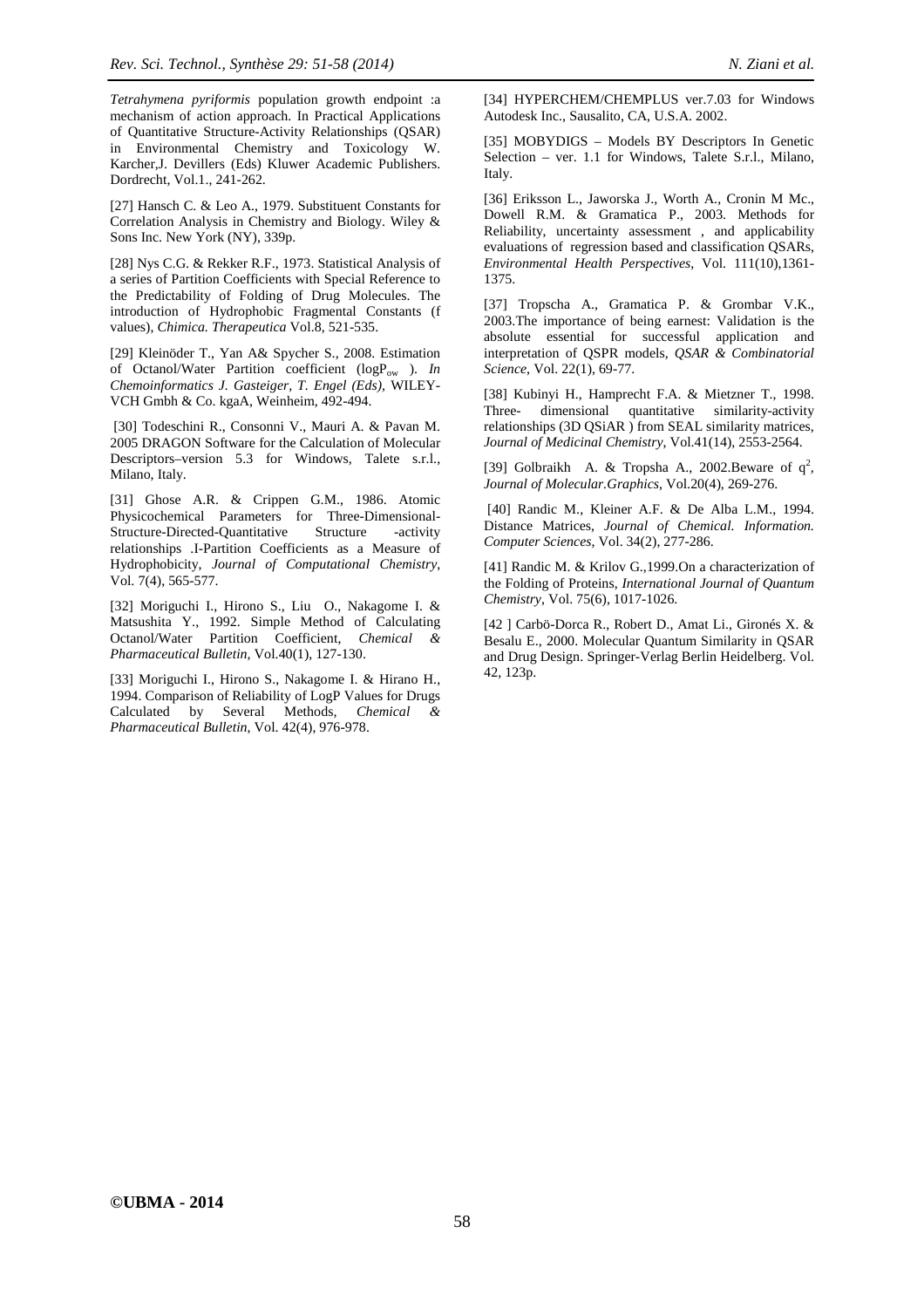*Tetrahymena pyriformis* population growth endpoint :a mechanism of action approach. In Practical Applications of Quantitative Structure-Activity Relationships (QSAR) in Environmental Chemistry and Toxicology W. Karcher,J. Devillers (Eds) Kluwer Academic Publishers. Dordrecht, Vol.1., 241-262.

[27] Hansch C. & Leo A., 1979. Substituent Constants for Correlation Analysis in Chemistry and Biology. Wiley & Sons Inc. New York (NY), 339p.

[28] Nys C.G. & Rekker R.F., 1973. Statistical Analysis of a series of Partition Coefficients with Special Reference to the Predictability of Folding of Drug Molecules. The introduction of Hydrophobic Fragmental Constants (f values), *Chimica. Therapeutica* Vol.8, 521-535.

[29] Kleinöder T., Yan A& Spycher S., 2008. Estimation of Octanol/Water Partition coefficient ($logP_{ow}$ ). *In Chemoinformatics J. Gasteiger, T. Engel (Eds)*, WILEY-VCH Gmbh & Co. kgaA, Weinheim, 492-494.

[30] Todeschini R., Consonni V., Mauri A. & Pavan M. 2005 DRAGON Software for the Calculation of Molecular Descriptors–version 5.3 for Windows, Talete s.r.l., Milano, Italy.

[31] Ghose A.R. & Crippen G.M., 1986. Atomic Physicochemical Parameters for Three-Dimensional-Structure-Directed-Quantitative Structure -activity relationships .I-Partition Coefficients as a Measure of Hydrophobicity, *Journal of Computational Chemistry*, Vol. 7(4), 565-577.

[32] Moriguchi I., Hirono S., Liu O., Nakagome I. & Matsushita Y., 1992. Simple Method of Calculating Octanol/Water Partition Coefficient, *Chemical & Pharmaceutical Bulletin*, Vol.40(1), 127-130.

[33] Moriguchi I., Hirono S., Nakagome I. & Hirano H., 1994. Comparison of Reliability of LogP Values for Drugs Calculated by Several Methods, *Chemical & Pharmaceutical Bulletin*, Vol. 42(4), 976-978.

[34] HYPERCHEM/CHEMPLUS ver.7.03 for Windows Autodesk Inc., Sausalito, CA, U.S.A. 2002.

[35] MOBYDIGS – Models BY Descriptors In Genetic Selection – ver. 1.1 for Windows, Talete S.r.l., Milano, Italy.

[36] Eriksson L., Jaworska J., Worth A., Cronin M Mc., Dowell R.M. & Gramatica P., 2003. Methods for Reliability, uncertainty assessment , and applicability evaluations of regression based and classification QSARs, *Environmental Health Perspectives*, Vol. 111(10),1361-1375.

[37] Tropscha A., Gramatica P. & Grombar V.K., 2003.The importance of being earnest: Validation is the absolute essential for successful application and interpretation of QSPR models, *QSAR & Combinatorial Science*, Vol. 22(1), 69-77.

[38] Kubinyi H., Hamprecht F.A. & Mietzner T., 1998. Three- dimensional quantitative similarity-activity relationships (3D QSiAR ) from SEAL similarity matrices, *Journal of Medicinal Chemistry*, Vol.41(14), 2553-2564.

[39] Golbraikh A. & Tropsha A., 2002.Beware of $q^2$, *Journal of Molecular.Graphics*, Vol.20(4), 269-276.

[40] Randic M., Kleiner A.F. & De Alba L.M., 1994. Distance Matrices, *Journal of Chemical. Information. Computer Sciences*, Vol. 34(2), 277-286.

[41] Randic M. & Krilov G.,1999.On a characterization of the Folding of Proteins, *International Journal of Quantum Chemistry*, Vol. 75(6), 1017-1026.

[42 ] Carbö-Dorca R., Robert D., Amat Li., Gironés X. & Besalu E., 2000. Molecular Quantum Similarity in QSAR and Drug Design. Springer-Verlag Berlin Heidelberg. Vol. 42, 123p.